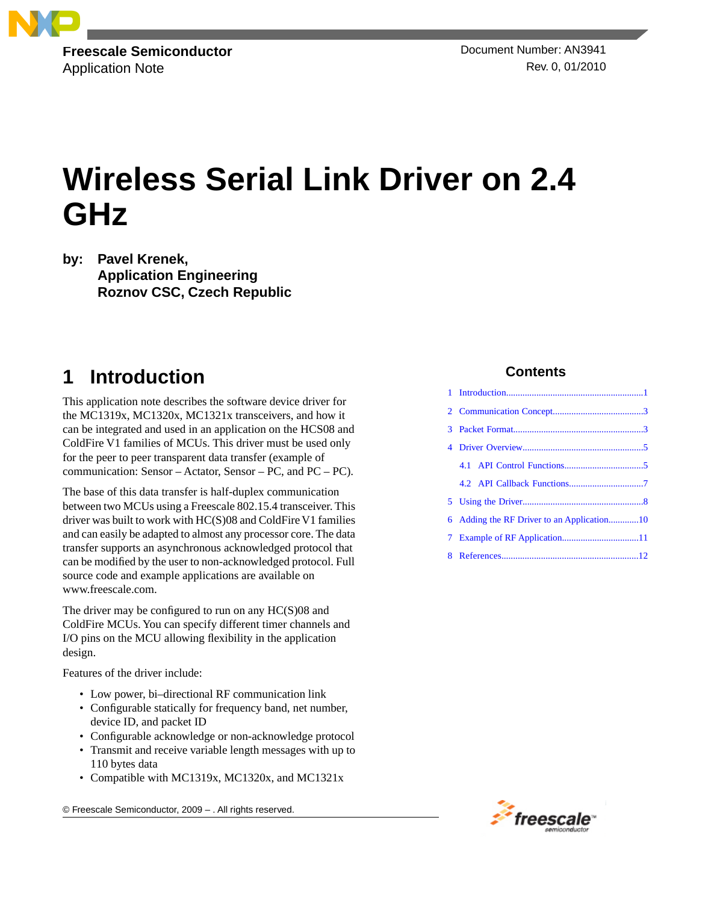Freescale Semiconductor
Application Note

Document Number: AN3941
Rev. 0, 01/2010

# Wireless Serial Link Driver on 2.4 GHz

**by: Pavel Krenek,**
**Application Engineering**
**Roznov CSC, Czech Republic**

## 1 Introduction

This application note describes the software device driver for the MC1319x, MC1320x, MC1321x transceivers, and how it can be integrated and used in an application on the HCS08 and ColdFire V1 families of MCUs. This driver must be used only for the peer to peer transparent data transfer (example of communication: Sensor – Actator, Sensor – PC, and PC – PC).

The base of this data transfer is half-duplex communication between two MCUs using a Freescale 802.15.4 transceiver. This driver was built to work with HC(S)08 and ColdFire V1 families and can easily be adapted to almost any processor core. The data transfer supports an asynchronous acknowledged protocol that can be modified by the user to non-acknowledged protocol. Full source code and example applications are available on www.freescale.com.

The driver may be configured to run on any HC(S)08 and ColdFire MCUs. You can specify different timer channels and I/O pins on the MCU allowing flexibility in the application design.

Features of the driver include:

- Low power, bi–directional RF communication link
- Configurable statically for frequency band, net number, device ID, and packet ID
- Configurable acknowledge or non-acknowledge protocol
- Transmit and receive variable length messages with up to 110 bytes data
- Compatible with MC1319x, MC1320x, and MC1321x

**Contents**

1 Introduction....1
2 Communication Concept....3
3 Packet Format....3
4 Driver Overview....5
 4.1 API Control Functions....5
 4.2 API Callback Functions....7
5 Using the Driver....8
6 Adding the RF Driver to an Application....10
7 Example of RF Application....11
8 References....12

© Freescale Semiconductor, 2009 – . All rights reserved.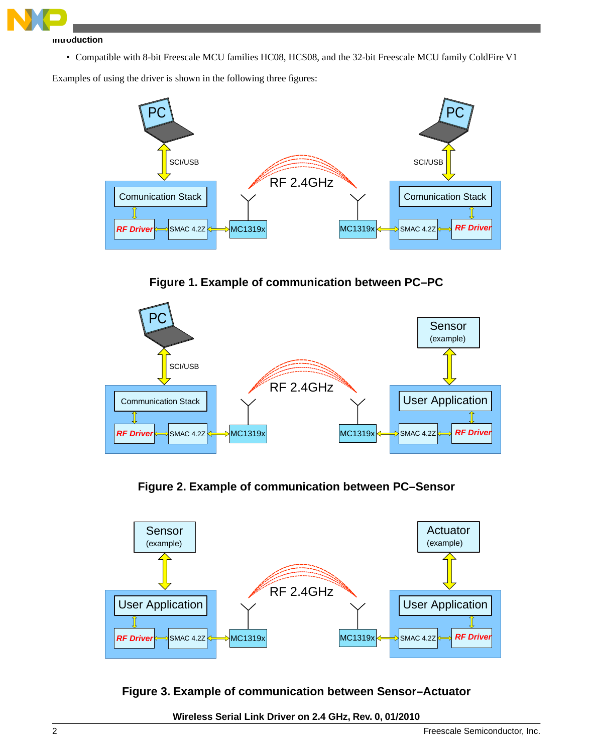- Compatible with 8-bit Freescale MCU families HC08, HCS08, and the 32-bit Freescale MCU family ColdFire V1

Examples of using the driver is shown in the following three figures:

**Figure 1. Example of communication between PC–PC**

**Figure 2. Example of communication between PC–Sensor**

**Figure 3. Example of communication between Sensor–Actuator**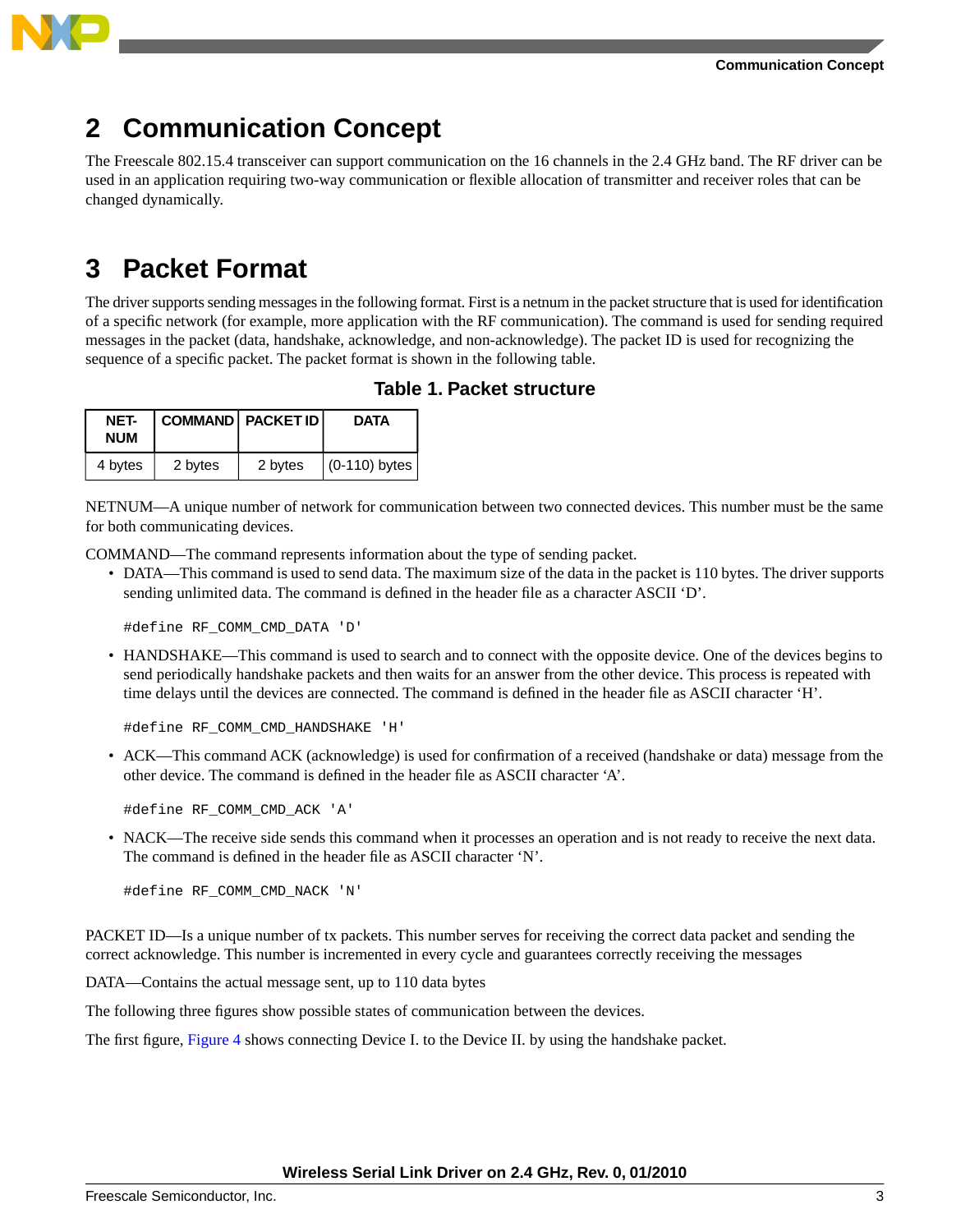## 2 Communication Concept

The Freescale 802.15.4 transceiver can support communication on the 16 channels in the 2.4 GHz band. The RF driver can be used in an application requiring two-way communication or flexible allocation of transmitter and receiver roles that can be changed dynamically.

## 3 Packet Format

The driver supports sending messages in the following format. First is a netnum in the packet structure that is used for identification of a specific network (for example, more application with the RF communication). The command is used for sending required messages in the packet (data, handshake, acknowledge, and non-acknowledge). The packet ID is used for recognizing the sequence of a specific packet. The packet format is shown in the following table.

**Table 1. Packet structure**

| NET-NUM | COMMAND | PACKET ID | DATA |
|---|---|---|---|
| 4 bytes | 2 bytes | 2 bytes | (0-110) bytes |

NETNUM—A unique number of network for communication between two connected devices. This number must be the same for both communicating devices.

COMMAND—The command represents information about the type of sending packet.

- DATA—This command is used to send data. The maximum size of the data in the packet is 110 bytes. The driver supports sending unlimited data. The command is defined in the header file as a character ASCII 'D'.

```
#define RF_COMM_CMD_DATA 'D'
```

- HANDSHAKE—This command is used to search and to connect with the opposite device. One of the devices begins to send periodically handshake packets and then waits for an answer from the other device. This process is repeated with time delays until the devices are connected. The command is defined in the header file as ASCII character 'H'.

```
#define RF_COMM_CMD_HANDSHAKE 'H'
```

- ACK—This command ACK (acknowledge) is used for confirmation of a received (handshake or data) message from the other device. The command is defined in the header file as ASCII character 'A'.

```
#define RF_COMM_CMD_ACK 'A'
```

- NACK—The receive side sends this command when it processes an operation and is not ready to receive the next data. The command is defined in the header file as ASCII character 'N'.

```
#define RF_COMM_CMD_NACK 'N'
```

PACKET ID—Is a unique number of tx packets. This number serves for receiving the correct data packet and sending the correct acknowledge. This number is incremented in every cycle and guarantees correctly receiving the messages

DATA—Contains the actual message sent, up to 110 data bytes

The following three figures show possible states of communication between the devices.

The first figure, Figure 4 shows connecting Device I. to the Device II. by using the handshake packet.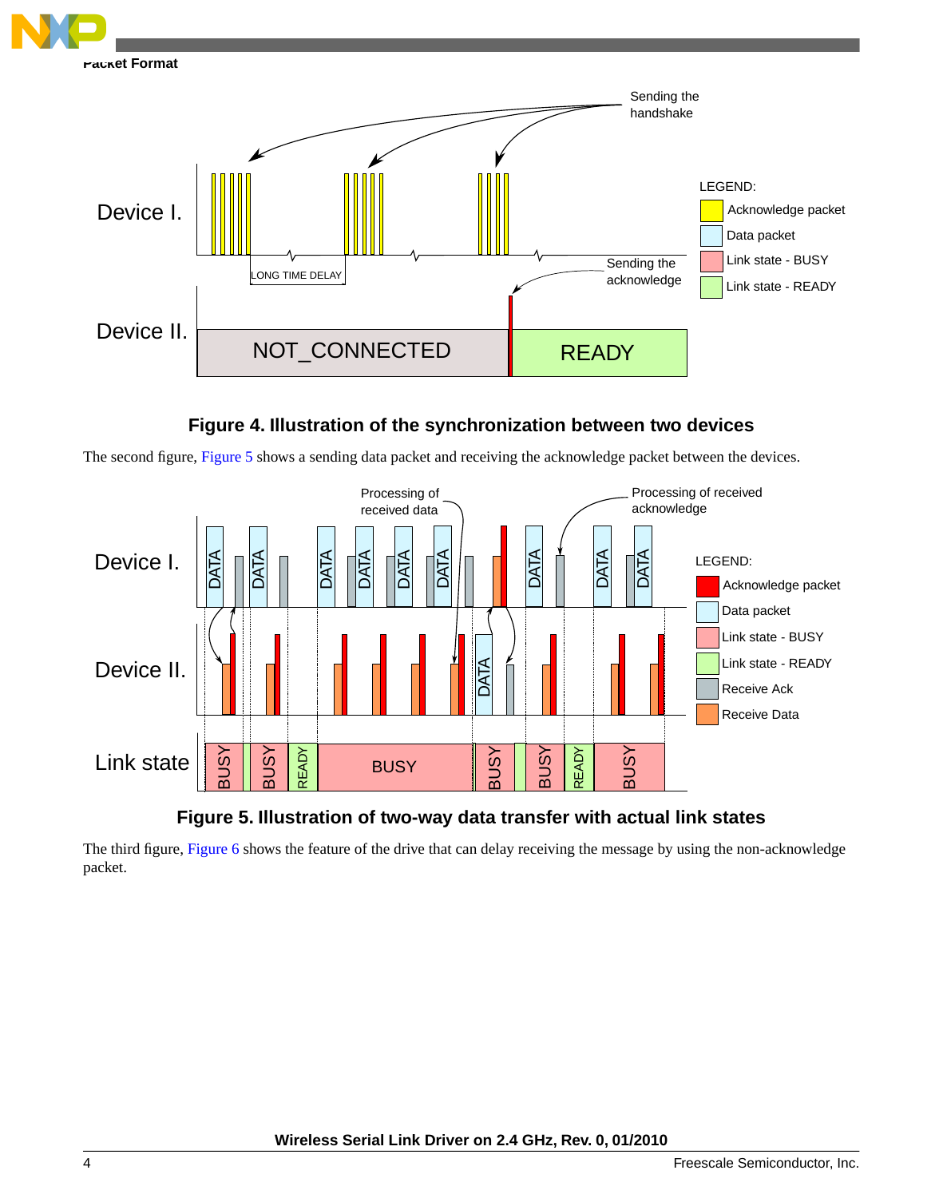**Figure 4. Illustration of the synchronization between two devices**

The second figure, Figure 5 shows a sending data packet and receiving the acknowledge packet between the devices.

**Figure 5. Illustration of two-way data transfer with actual link states**

The third figure, Figure 6 shows the feature of the drive that can delay receiving the message by using the non-acknowledge packet.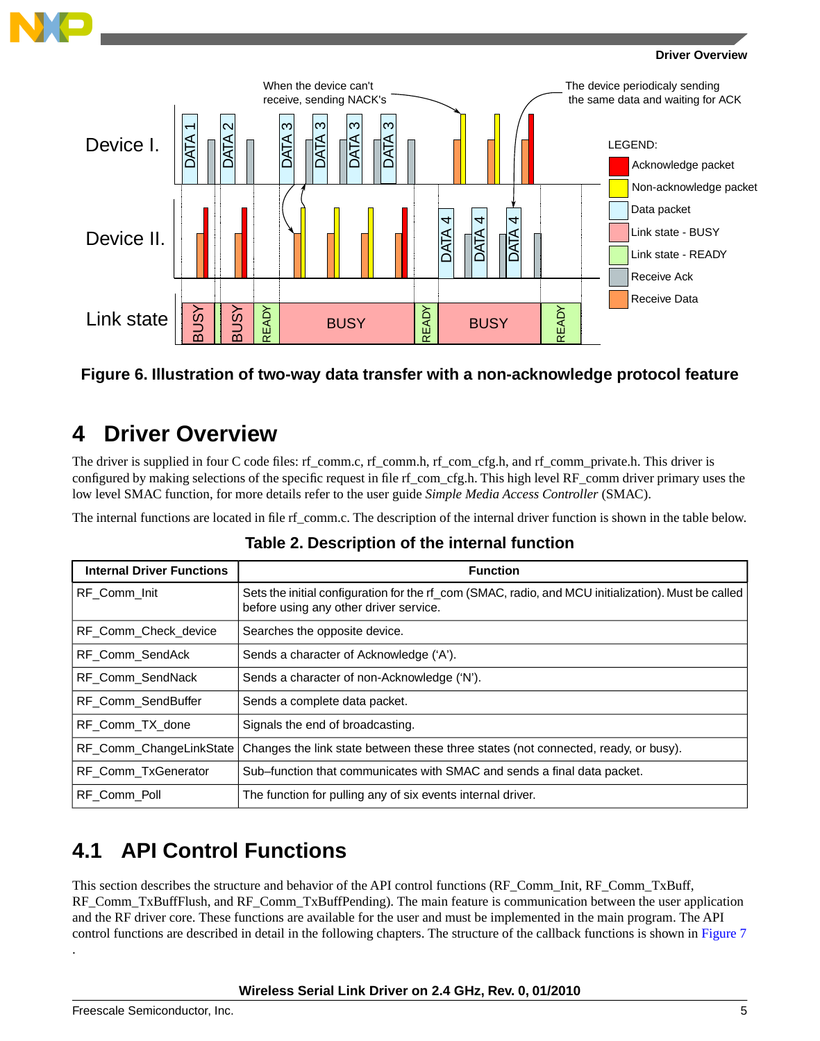Figure 6. Illustration of two-way data transfer with a non-acknowledge protocol feature

# 4 Driver Overview

The driver is supplied in four C code files: rf_comm.c, rf_comm.h, rf_com_cfg.h, and rf_comm_private.h. This driver is configured by making selections of the specific request in file rf_com_cfg.h. This high level RF_comm driver primary uses the low level SMAC function, for more details refer to the user guide *Simple Media Access Controller* (SMAC).

The internal functions are located in file rf_comm.c. The description of the internal driver function is shown in the table below.

**Table 2. Description of the internal function**

| Internal Driver Functions | Function |
|---|---|
| RF_Comm_Init | Sets the initial configuration for the rf_com (SMAC, radio, and MCU initialization). Must be called before using any other driver service. |
| RF_Comm_Check_device | Searches the opposite device. |
| RF_Comm_SendAck | Sends a character of Acknowledge (‘A’). |
| RF_Comm_SendNack | Sends a character of non-Acknowledge (‘N’). |
| RF_Comm_SendBuffer | Sends a complete data packet. |
| RF_Comm_TX_done | Signals the end of broadcasting. |
| RF_Comm_ChangeLinkState | Changes the link state between these three states (not connected, ready, or busy). |
| RF_Comm_TxGenerator | Sub–function that communicates with SMAC and sends a final data packet. |
| RF_Comm_Poll | The function for pulling any of six events internal driver. |

## 4.1 API Control Functions

This section describes the structure and behavior of the API control functions (RF_Comm_Init, RF_Comm_TxBuff, RF_Comm_TxBuffFlush, and RF_Comm_TxBuffPending). The main feature is communication between the user application and the RF driver core. These functions are available for the user and must be implemented in the main program. The API control functions are described in detail in the following chapters. The structure of the callback functions is shown in Figure 7
.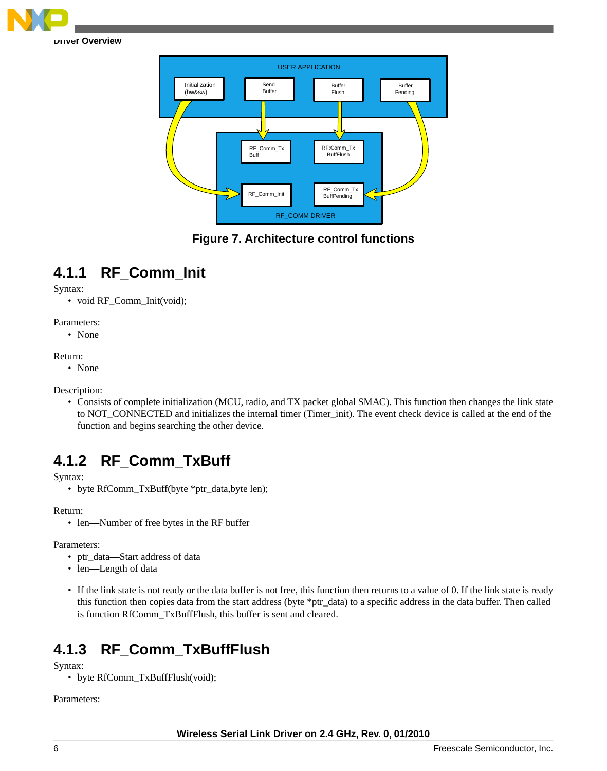Figure 7. Architecture control functions

### 4.1.1 RF_Comm_Init

Syntax:

- void RF_Comm_Init(void);

Parameters:

- None

Return:

- None

Description:

- Consists of complete initialization (MCU, radio, and TX packet global SMAC). This function then changes the link state to NOT_CONNECTED and initializes the internal timer (Timer_init). The event check device is called at the end of the function and begins searching the other device.

### 4.1.2 RF_Comm_TxBuff

Syntax:

- byte RfComm_TxBuff(byte *ptr_data,byte len);

Return:

- len—Number of free bytes in the RF buffer

Parameters:

- ptr_data—Start address of data
- len—Length of data

- If the link state is not ready or the data buffer is not free, this function then returns to a value of 0. If the link state is ready this function then copies data from the start address (byte *ptr_data) to a specific address in the data buffer. Then called is function RfComm_TxBuffFlush, this buffer is sent and cleared.

### 4.1.3 RF_Comm_TxBuffFlush

Syntax:

- byte RfComm_TxBuffFlush(void);

Parameters: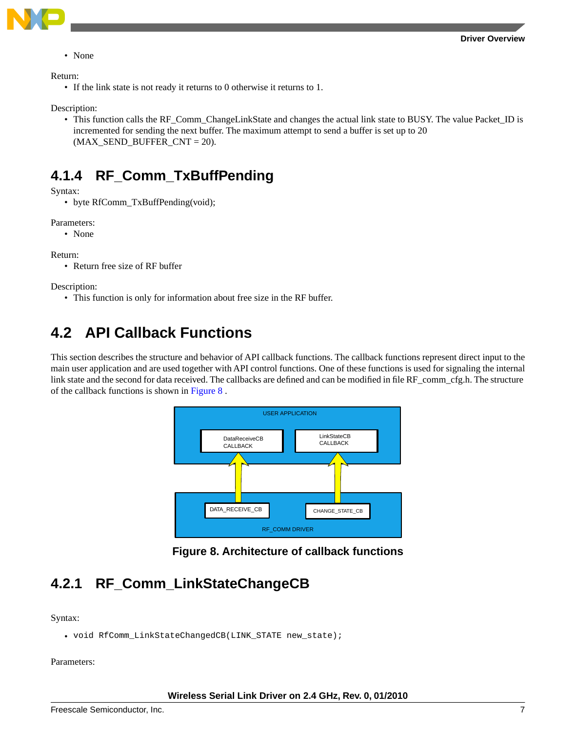- None

Return:

- If the link state is not ready it returns to 0 otherwise it returns to 1.

Description:

- This function calls the RF_Comm_ChangeLinkState and changes the actual link state to BUSY. The value Packet_ID is incremented for sending the next buffer. The maximum attempt to send a buffer is set up to 20 (MAX_SEND_BUFFER_CNT = 20).

### 4.1.4 RF_Comm_TxBuffPending

Syntax:

- byte RfComm_TxBuffPending(void);

Parameters:

- None

Return:

- Return free size of RF buffer

Description:

- This function is only for information about free size in the RF buffer.

## 4.2 API Callback Functions

This section describes the structure and behavior of API callback functions. The callback functions represent direct input to the main user application and are used together with API control functions. One of these functions is used for signaling the internal link state and the second for data received. The callbacks are defined and can be modified in file RF_comm_cfg.h. The structure of the callback functions is shown in Figure 8 .

USER APPLICATION

DataReceiveCB CALLBACK

LinkStateCB CALLBACK

DATA_RECEIVE_CB

CHANGE_STATE_CB

RF_COMM DRIVER

**Figure 8. Architecture of callback functions**

### 4.2.1 RF_Comm_LinkStateChangeCB

Syntax:

- `void RfComm_LinkStateChangedCB(LINK_STATE new_state);`

Parameters: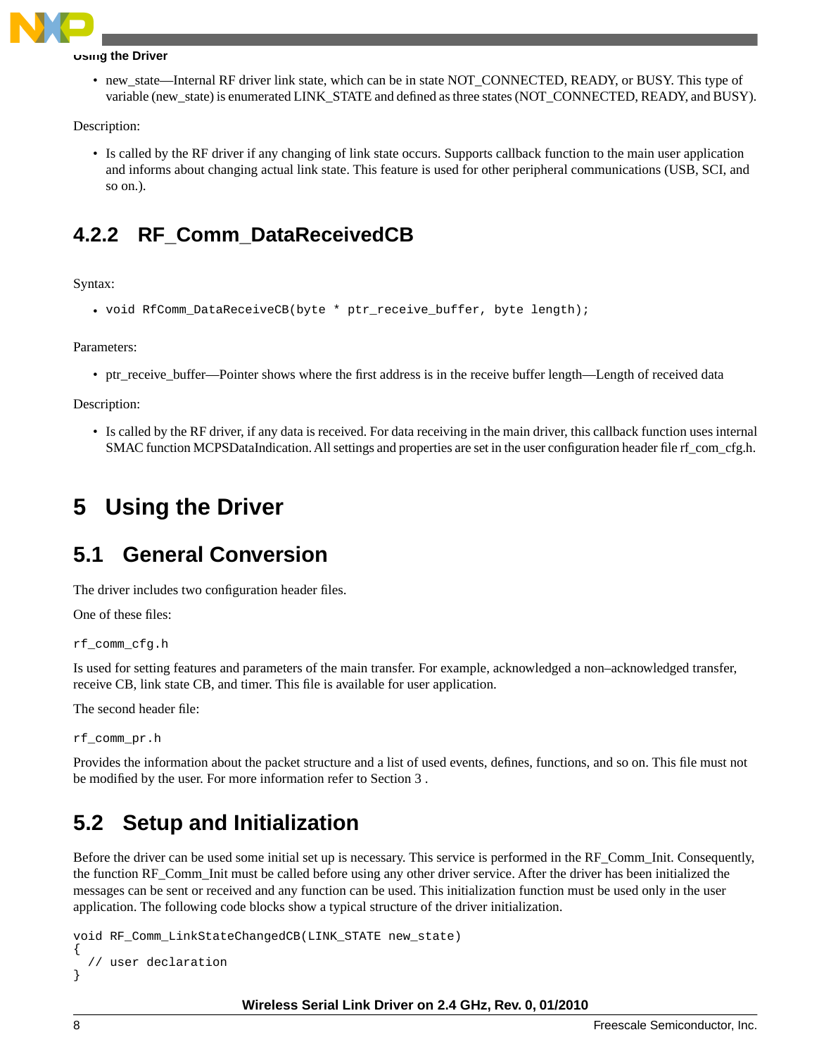- new_state—Internal RF driver link state, which can be in state NOT_CONNECTED, READY, or BUSY. This type of variable (new_state) is enumerated LINK_STATE and defined as three states (NOT_CONNECTED, READY, and BUSY).

Description:

- Is called by the RF driver if any changing of link state occurs. Supports callback function to the main user application and informs about changing actual link state. This feature is used for other peripheral communications (USB, SCI, and so on.).

### 4.2.2 RF_Comm_DataReceivedCB

Syntax:

- `void RfComm_DataReceiveCB(byte * ptr_receive_buffer, byte length);`

Parameters:

- ptr_receive_buffer—Pointer shows where the first address is in the receive buffer length—Length of received data

Description:

- Is called by the RF driver, if any data is received. For data receiving in the main driver, this callback function uses internal SMAC function MCPSDataIndication. All settings and properties are set in the user configuration header file rf_com_cfg.h.

# 5 Using the Driver

## 5.1 General Conversion

The driver includes two configuration header files.

One of these files:

```
rf_comm_cfg.h
```

Is used for setting features and parameters of the main transfer. For example, acknowledged a non–acknowledged transfer, receive CB, link state CB, and timer. This file is available for user application.

The second header file:

```
rf_comm_pr.h
```

Provides the information about the packet structure and a list of used events, defines, functions, and so on. This file must not be modified by the user. For more information refer to Section 3 .

## 5.2 Setup and Initialization

Before the driver can be used some initial set up is necessary. This service is performed in the RF_Comm_Init. Consequently, the function RF_Comm_Init must be called before using any other driver service. After the driver has been initialized the messages can be sent or received and any function can be used. This initialization function must be used only in the user application. The following code blocks show a typical structure of the driver initialization.

```
void RF_Comm_LinkStateChangedCB(LINK_STATE new_state)
{
  // user declaration
}
```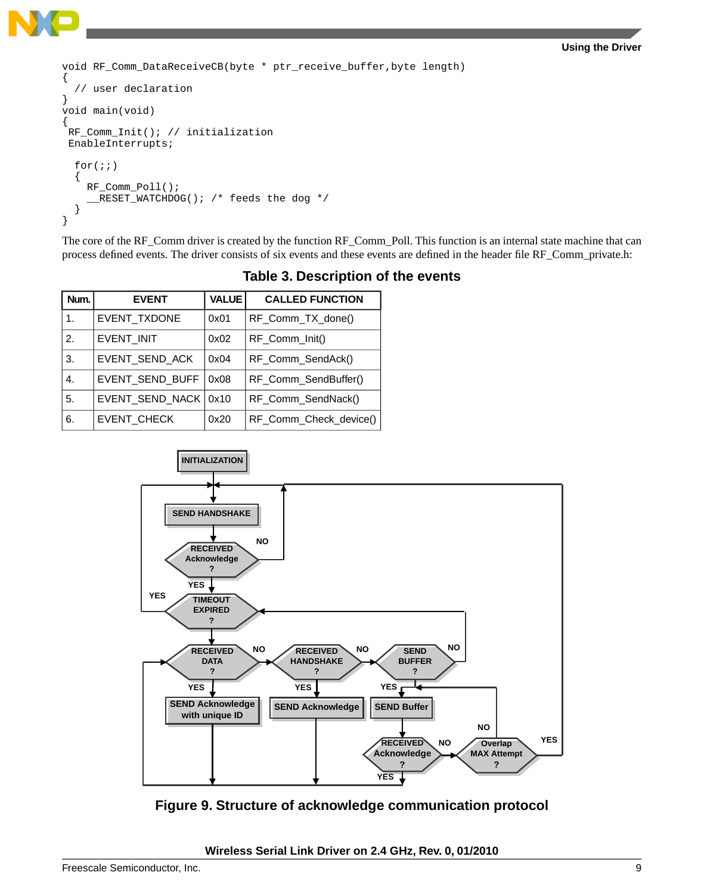```
void RF_Comm_DataReceiveCB(byte * ptr_receive_buffer,byte length)
{
  // user declaration
}
void main(void)
{
 RF_Comm_Init(); // initialization
 EnableInterrupts;

  for(;;)
  {
    RF_Comm_Poll();
    __RESET_WATCHDOG(); /* feeds the dog */
  }
}
```

The core of the RF_Comm driver is created by the function RF_Comm_Poll. This function is an internal state machine that can process defined events. The driver consists of six events and these events are defined in the header file RF_Comm_private.h:

**Table 3. Description of the events**

| Num. | EVENT | VALUE | CALLED FUNCTION |
|---|---|---|---|
| 1. | EVENT_TXDONE | 0x01 | RF_Comm_TX_done() |
| 2. | EVENT_INIT | 0x02 | RF_Comm_Init() |
| 3. | EVENT_SEND_ACK | 0x04 | RF_Comm_SendAck() |
| 4. | EVENT_SEND_BUFF | 0x08 | RF_Comm_SendBuffer() |
| 5. | EVENT_SEND_NACK | 0x10 | RF_Comm_SendNack() |
| 6. | EVENT_CHECK | 0x20 | RF_Comm_Check_device() |

**Figure 9. Structure of acknowledge communication protocol**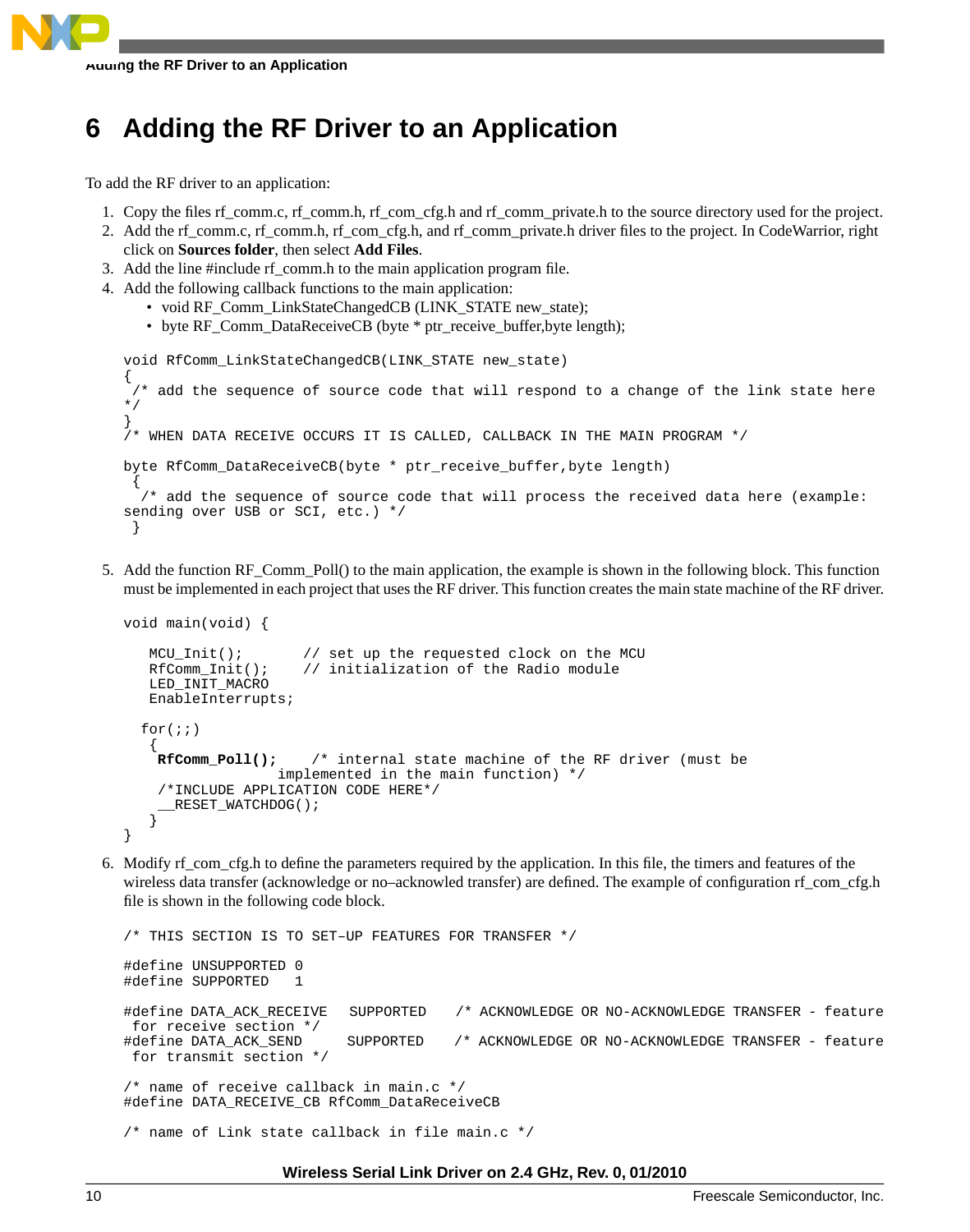# 6 Adding the RF Driver to an Application

To add the RF driver to an application:

1. Copy the files rf_comm.c, rf_comm.h, rf_com_cfg.h and rf_comm_private.h to the source directory used for the project.
2. Add the rf_comm.c, rf_comm.h, rf_com_cfg.h, and rf_comm_private.h driver files to the project. In CodeWarrior, right click on **Sources folder**, then select **Add Files**.
3. Add the line #include rf_comm.h to the main application program file.
4. Add the following callback functions to the main application:
   - void RF_Comm_LinkStateChangedCB (LINK_STATE new_state);
   - byte RF_Comm_DataReceiveCB (byte * ptr_receive_buffer,byte length);

```
void RfComm_LinkStateChangedCB(LINK_STATE new_state)
{
 /* add the sequence of source code that will respond to a change of the link state here
*/
}
/* WHEN DATA RECEIVE OCCURS IT IS CALLED, CALLBACK IN THE MAIN PROGRAM */

byte RfComm_DataReceiveCB(byte * ptr_receive_buffer,byte length)
 {
  /* add the sequence of source code that will process the received data here (example:
sending over USB or SCI, etc.) */
 }
```

5. Add the function RF_Comm_Poll() to the main application, the example is shown in the following block. This function must be implemented in each project that uses the RF driver. This function creates the main state machine of the RF driver.

```
void main(void) {

   MCU_Init();       // set up the requested clock on the MCU
   RfComm_Init();    // initialization of the Radio module
   LED_INIT_MACRO
   EnableInterrupts;

  for(;;)
   {
    RfComm_Poll();    /* internal state machine of the RF driver (must be
                   implemented in the main function) */
    /*INCLUDE APPLICATION CODE HERE*/
    __RESET_WATCHDOG();
   }
}
```

6. Modify rf_com_cfg.h to define the parameters required by the application. In this file, the timers and features of the wireless data transfer (acknowledge or no–acknowled transfer) are defined. The example of configuration rf_com_cfg.h file is shown in the following code block.

```
/* THIS SECTION IS TO SET–UP FEATURES FOR TRANSFER */

#define UNSUPPORTED 0
#define SUPPORTED   1

#define DATA_ACK_RECEIVE   SUPPORTED   /* ACKNOWLEDGE OR NO-ACKNOWLEDGE TRANSFER - feature
 for receive section */
#define DATA_ACK_SEND      SUPPORTED   /* ACKNOWLEDGE OR NO-ACKNOWLEDGE TRANSFER - feature
 for transmit section */

/* name of receive callback in main.c */
#define DATA_RECEIVE_CB RfComm_DataReceiveCB

/* name of Link state callback in file main.c */
```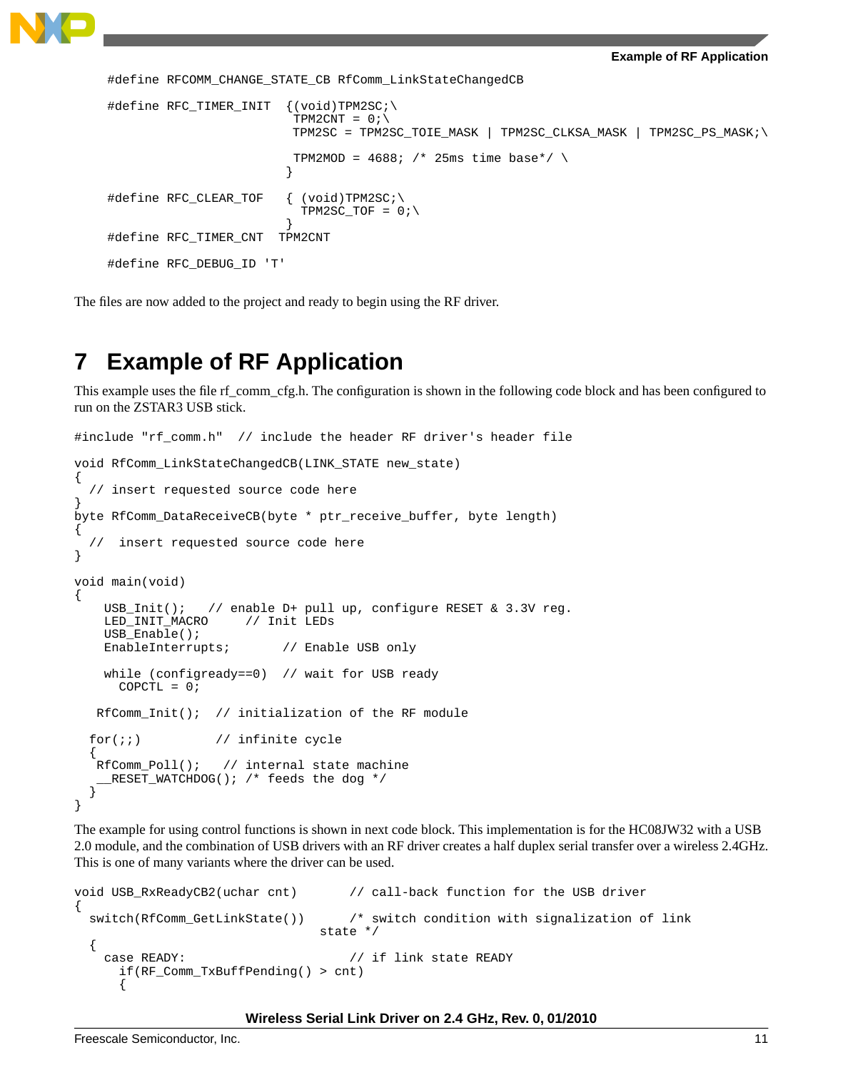```
#define RFCOMM_CHANGE_STATE_CB RfComm_LinkStateChangedCB

#define RFC_TIMER_INIT  {(void)TPM2SC;\
                          TPM2CNT = 0;\
                          TPM2SC = TPM2SC_TOIE_MASK | TPM2SC_CLKSA_MASK | TPM2SC_PS_MASK;\

                          TPM2MOD = 4688; /* 25ms time base*/ \
                         }

#define RFC_CLEAR_TOF   { (void)TPM2SC;\
                           TPM2SC_TOF = 0;\
                         }
#define RFC_TIMER_CNT  TPM2CNT

#define RFC_DEBUG_ID 'T'
```

The files are now added to the project and ready to begin using the RF driver.

# 7 Example of RF Application

This example uses the file rf_comm_cfg.h. The configuration is shown in the following code block and has been configured to run on the ZSTAR3 USB stick.

```
#include "rf_comm.h"  // include the header RF driver's header file

void RfComm_LinkStateChangedCB(LINK_STATE new_state)
{
  // insert requested source code here
}
byte RfComm_DataReceiveCB(byte * ptr_receive_buffer, byte length)
{
  //  insert requested source code here
}

void main(void)
{
    USB_Init();   // enable D+ pull up, configure RESET & 3.3V reg.
    LED_INIT_MACRO     // Init LEDs
    USB_Enable();
    EnableInterrupts;       // Enable USB only

    while (configready==0)  // wait for USB ready
      COPCTL = 0;

   RfComm_Init();  // initialization of the RF module

  for(;;)          // infinite cycle
  {
   RfComm_Poll();   // internal state machine
   __RESET_WATCHDOG(); /* feeds the dog */
  }
}
```

The example for using control functions is shown in next code block. This implementation is for the HC08JW32 with a USB 2.0 module, and the combination of USB drivers with an RF driver creates a half duplex serial transfer over a wireless 2.4GHz. This is one of many variants where the driver can be used.

```
void USB_RxReadyCB2(uchar cnt)       // call-back function for the USB driver
{
  switch(RfComm_GetLinkState())      /* switch condition with signalization of link
                                  state */
  {
    case READY:                      // if link state READY
      if(RF_Comm_TxBuffPending() > cnt)
      {
```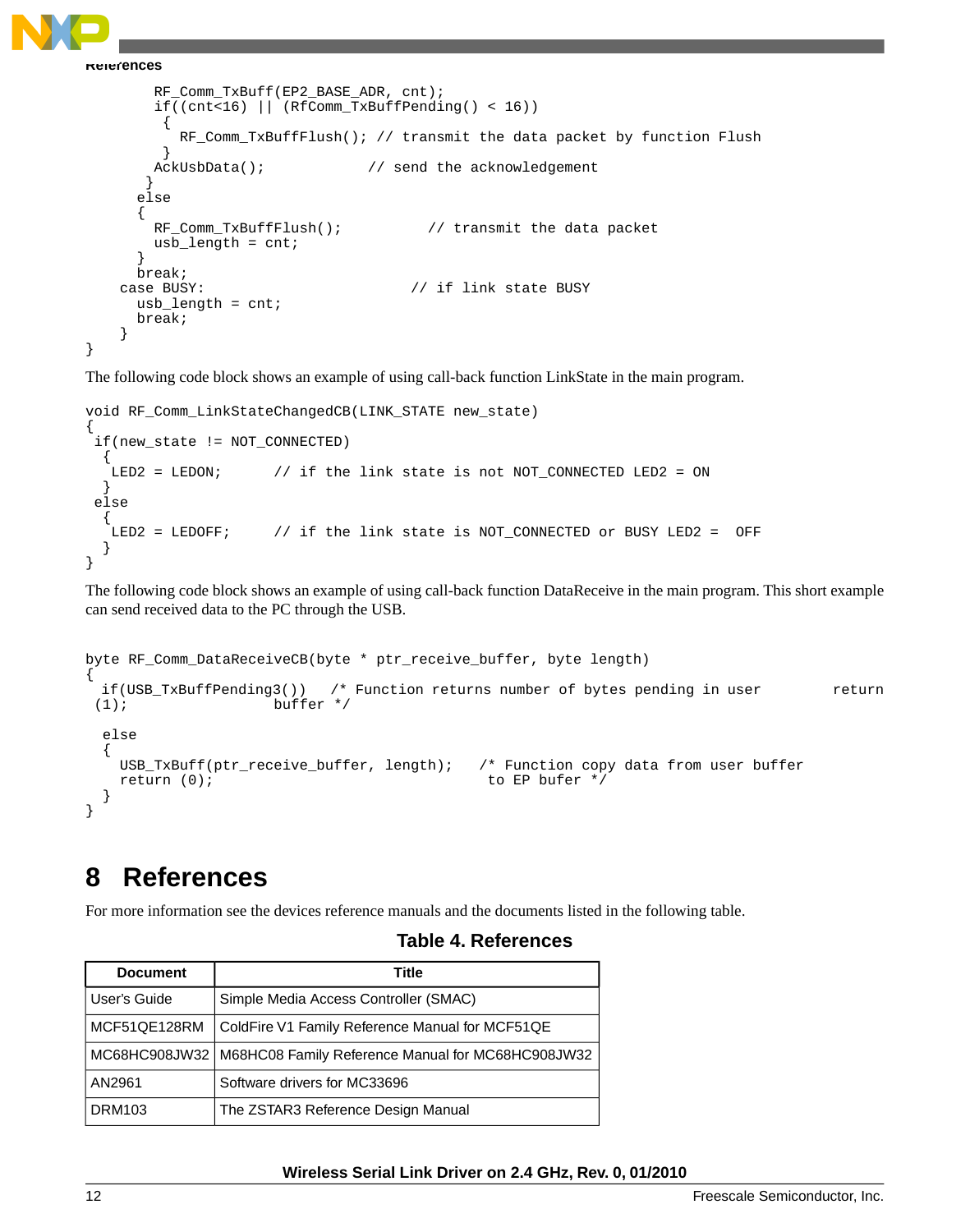```
        RF_Comm_TxBuff(EP2_BASE_ADR, cnt);
        if((cnt<16) || (RfComm_TxBuffPending() < 16))
         {
           RF_Comm_TxBuffFlush(); // transmit the data packet by function Flush
         }
        AckUsbData();            // send the acknowledgement
       }
      else
      {
        RF_Comm_TxBuffFlush();          // transmit the data packet
        usb_length = cnt;
      }
      break;
    case BUSY:                        // if link state BUSY
      usb_length = cnt;
      break;
    }
}
```

The following code block shows an example of using call-back function LinkState in the main program.

```
void RF_Comm_LinkStateChangedCB(LINK_STATE new_state)
{
 if(new_state != NOT_CONNECTED)
  {
   LED2 = LEDON;      // if the link state is not NOT_CONNECTED LED2 = ON
  }
 else
  {
   LED2 = LEDOFF;     // if the link state is NOT_CONNECTED or BUSY LED2 =  OFF
  }
}
```

The following code block shows an example of using call-back function DataReceive in the main program. This short example can send received data to the PC through the USB.

```
byte RF_Comm_DataReceiveCB(byte * ptr_receive_buffer, byte length)
{
  if(USB_TxBuffPending3())   /* Function returns number of bytes pending in user        return
 (1);                 buffer */

  else
  {
    USB_TxBuff(ptr_receive_buffer, length);   /* Function copy data from user buffer
    return (0);                                to EP bufer */
  }
}
```

# 8 References

For more information see the devices reference manuals and the documents listed in the following table.

**Table 4. References**

| Document | Title |
|---|---|
| User's Guide | Simple Media Access Controller (SMAC) |
| MCF51QE128RM | ColdFire V1 Family Reference Manual for MCF51QE |
| MC68HC908JW32 | M68HC08 Family Reference Manual for MC68HC908JW32 |
| AN2961 | Software drivers for MC33696 |
| DRM103 | The ZSTAR3 Reference Design Manual |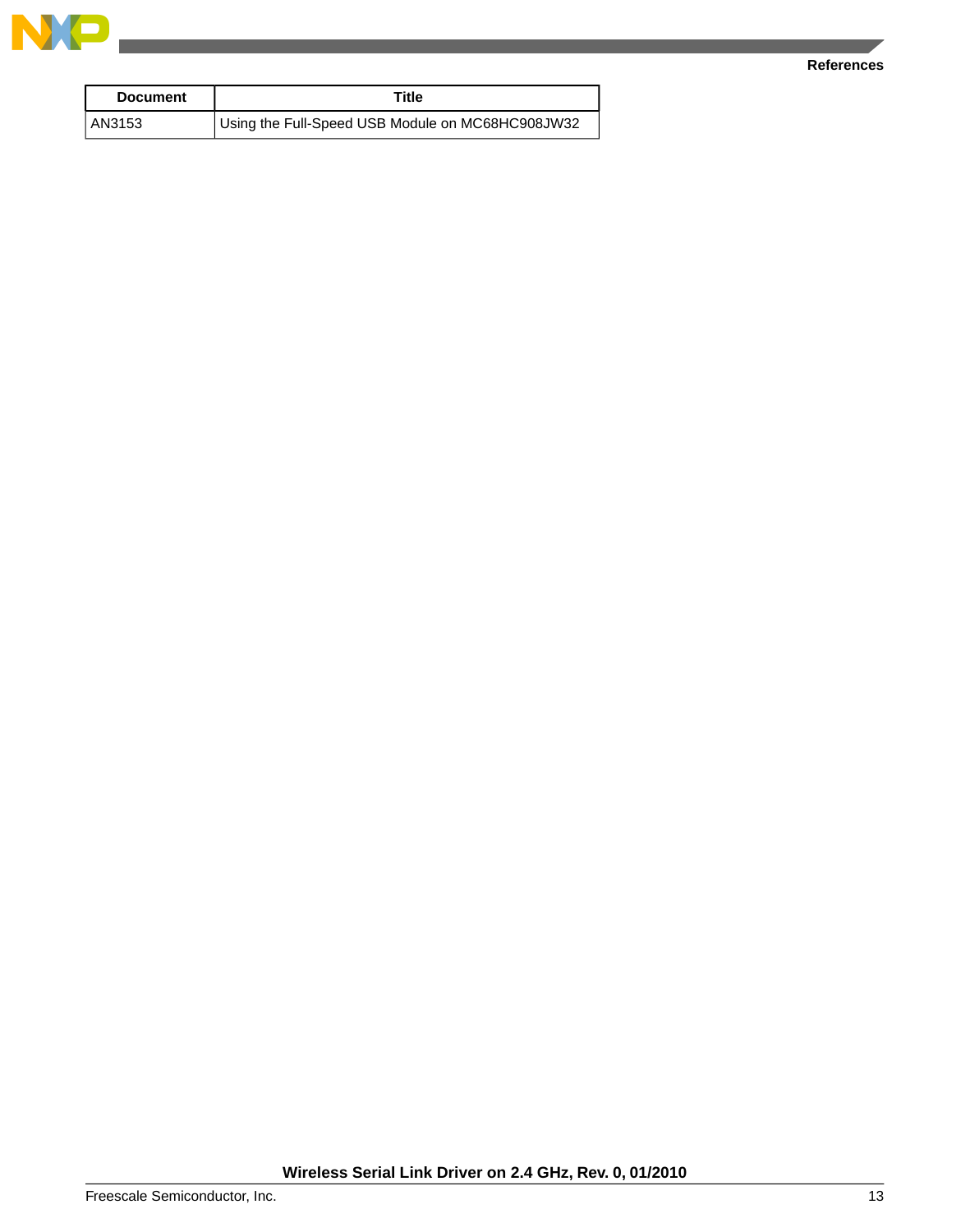| Document | Title |
|---|---|
| AN3153 | Using the Full-Speed USB Module on MC68HC908JW32 |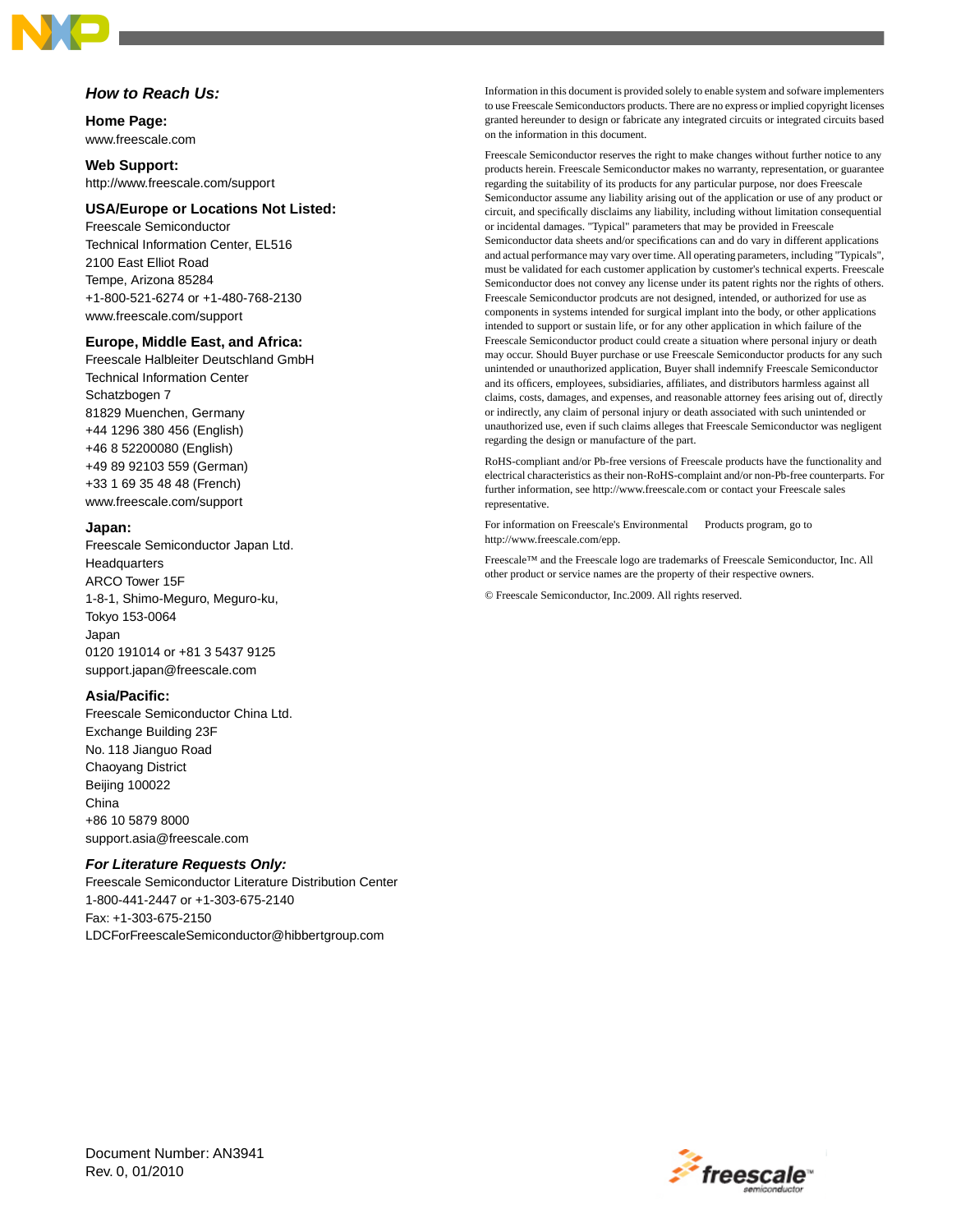***How to Reach Us:***

**Home Page:**
www.freescale.com

**Web Support:**
http://www.freescale.com/support

**USA/Europe or Locations Not Listed:**
Freescale Semiconductor
Technical Information Center, EL516
2100 East Elliot Road
Tempe, Arizona 85284
+1-800-521-6274 or +1-480-768-2130
www.freescale.com/support

**Europe, Middle East, and Africa:**
Freescale Halbleiter Deutschland GmbH
Technical Information Center
Schatzbogen 7
81829 Muenchen, Germany
+44 1296 380 456 (English)
+46 8 52200080 (English)
+49 89 92103 559 (German)
+33 1 69 35 48 48 (French)
www.freescale.com/support

**Japan:**
Freescale Semiconductor Japan Ltd.
Headquarters
ARCO Tower 15F
1-8-1, Shimo-Meguro, Meguro-ku,
Tokyo 153-0064
Japan
0120 191014 or +81 3 5437 9125
support.japan@freescale.com

**Asia/Pacific:**
Freescale Semiconductor China Ltd.
Exchange Building 23F
No. 118 Jianguo Road
Chaoyang District
Beijing 100022
China
+86 10 5879 8000
support.asia@freescale.com

***For Literature Requests Only:***
Freescale Semiconductor Literature Distribution Center
1-800-441-2447 or +1-303-675-2140
Fax: +1-303-675-2150
LDCForFreescaleSemiconductor@hibbertgroup.com

Information in this document is provided solely to enable system and sofware implementers to use Freescale Semiconductors products. There are no express or implied copyright licenses granted hereunder to design or fabricate any integrated circuits or integrated circuits based on the information in this document.

Freescale Semiconductor reserves the right to make changes without further notice to any products herein. Freescale Semiconductor makes no warranty, representation, or guarantee regarding the suitability of its products for any particular purpose, nor does Freescale Semiconductor assume any liability arising out of the application or use of any product or circuit, and specifically disclaims any liability, including without limitation consequential or incidental damages. "Typical" parameters that may be provided in Freescale Semiconductor data sheets and/or specifications can and do vary in different applications and actual performance may vary over time. All operating parameters, including "Typicals", must be validated for each customer application by customer's technical experts. Freescale Semiconductor does not convey any license under its patent rights nor the rights of others. Freescale Semiconductor prodcuts are not designed, intended, or authorized for use as components in systems intended for surgical implant into the body, or other applications intended to support or sustain life, or for any other application in which failure of the Freescale Semiconductor product could create a situation where personal injury or death may occur. Should Buyer purchase or use Freescale Semiconductor products for any such unintended or unauthorized application, Buyer shall indemnify Freescale Semiconductor and its officers, employees, subsidiaries, affiliates, and distributors harmless against all claims, costs, damages, and expenses, and reasonable attorney fees arising out of, directly or indirectly, any claim of personal injury or death associated with such unintended or unauthorized use, even if such claims alleges that Freescale Semiconductor was negligent regarding the design or manufacture of the part.

RoHS-compliant and/or Pb-free versions of Freescale products have the functionality and electrical characteristics as their non-RoHS-complaint and/or non-Pb-free counterparts. For further information, see http://www.freescale.com or contact your Freescale sales representative.

For information on Freescale's Environmental Products program, go to http://www.freescale.com/epp.

Freescale™ and the Freescale logo are trademarks of Freescale Semiconductor, Inc. All other product or service names are the property of their respective owners.

© Freescale Semiconductor, Inc.2009. All rights reserved.

Document Number: AN3941
Rev. 0, 01/2010